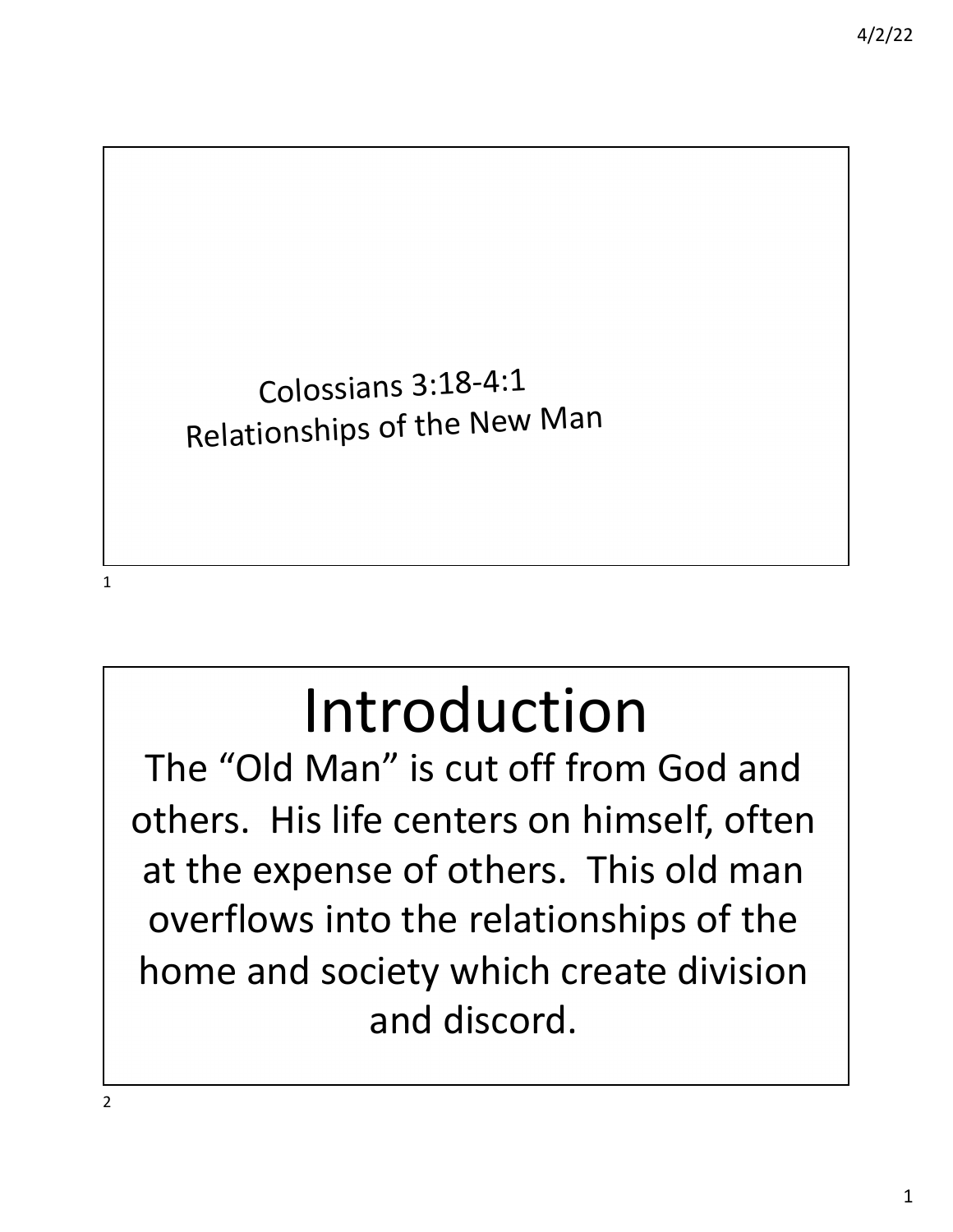# Colossians 3:18-4:1
## Relationships of the New Man

# Introduction

The "Old Man" is cut off from God and others. His life centers on himself, often at the expense of others. This old man overflows into the relationships of the home and society which create division and discord.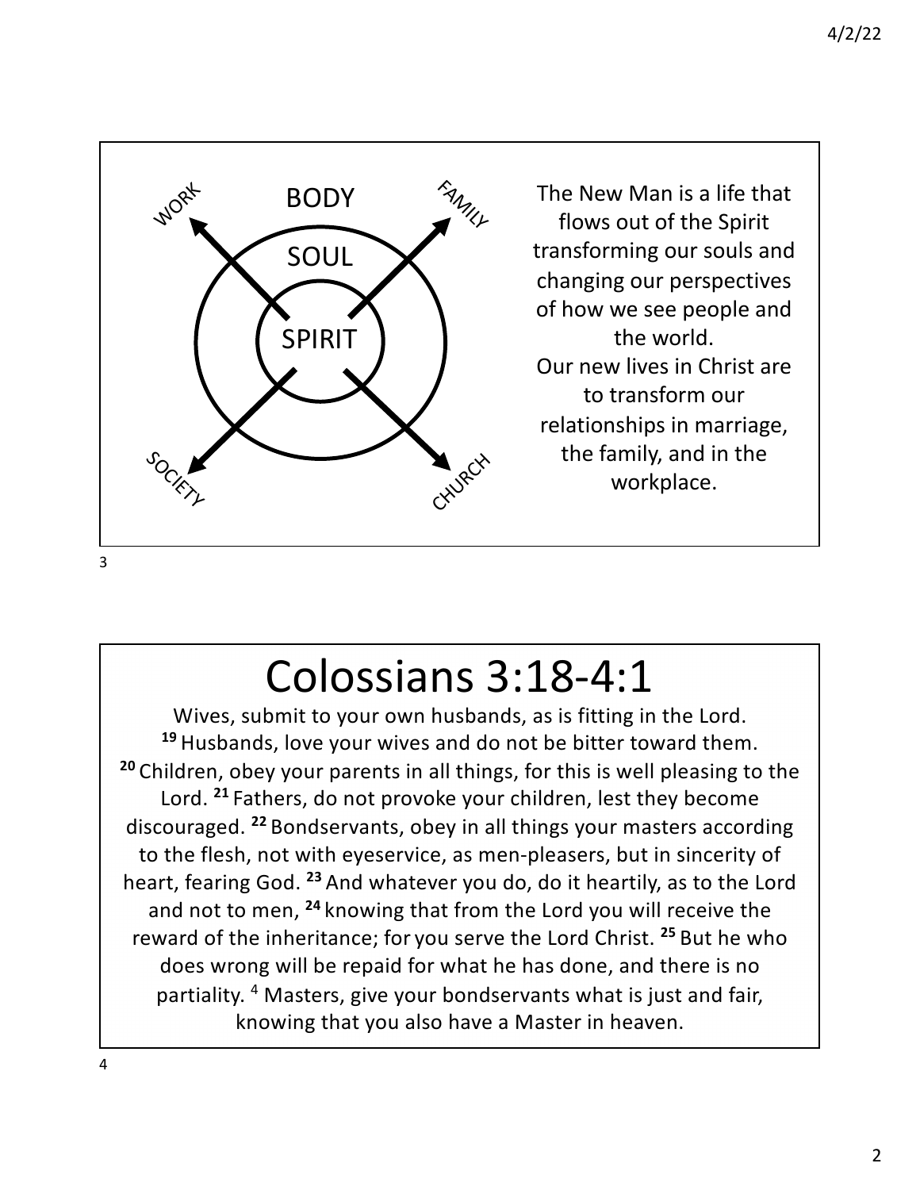BODY

SOUL

SPIRIT

WORK · FAMILY · SOCIETY · CHURCH

The New Man is a life that flows out of the Spirit transforming our souls and changing our perspectives of how we see people and the world.
Our new lives in Christ are to transform our relationships in marriage, the family, and in the workplace.

# Colossians 3:18-4:1

Wives, submit to your own husbands, as is fitting in the Lord. [19] Husbands, love your wives and do not be bitter toward them. [20] Children, obey your parents in all things, for this is well pleasing to the Lord. [21] Fathers, do not provoke your children, lest they become discouraged. [22] Bondservants, obey in all things your masters according to the flesh, not with eyeservice, as men-pleasers, but in sincerity of heart, fearing God. [23] And whatever you do, do it heartily, as to the Lord and not to men, [24] knowing that from the Lord you will receive the reward of the inheritance; for you serve the Lord Christ. [25] But he who does wrong will be repaid for what he has done, and there is no partiality. [4] Masters, give your bondservants what is just and fair, knowing that you also have a Master in heaven.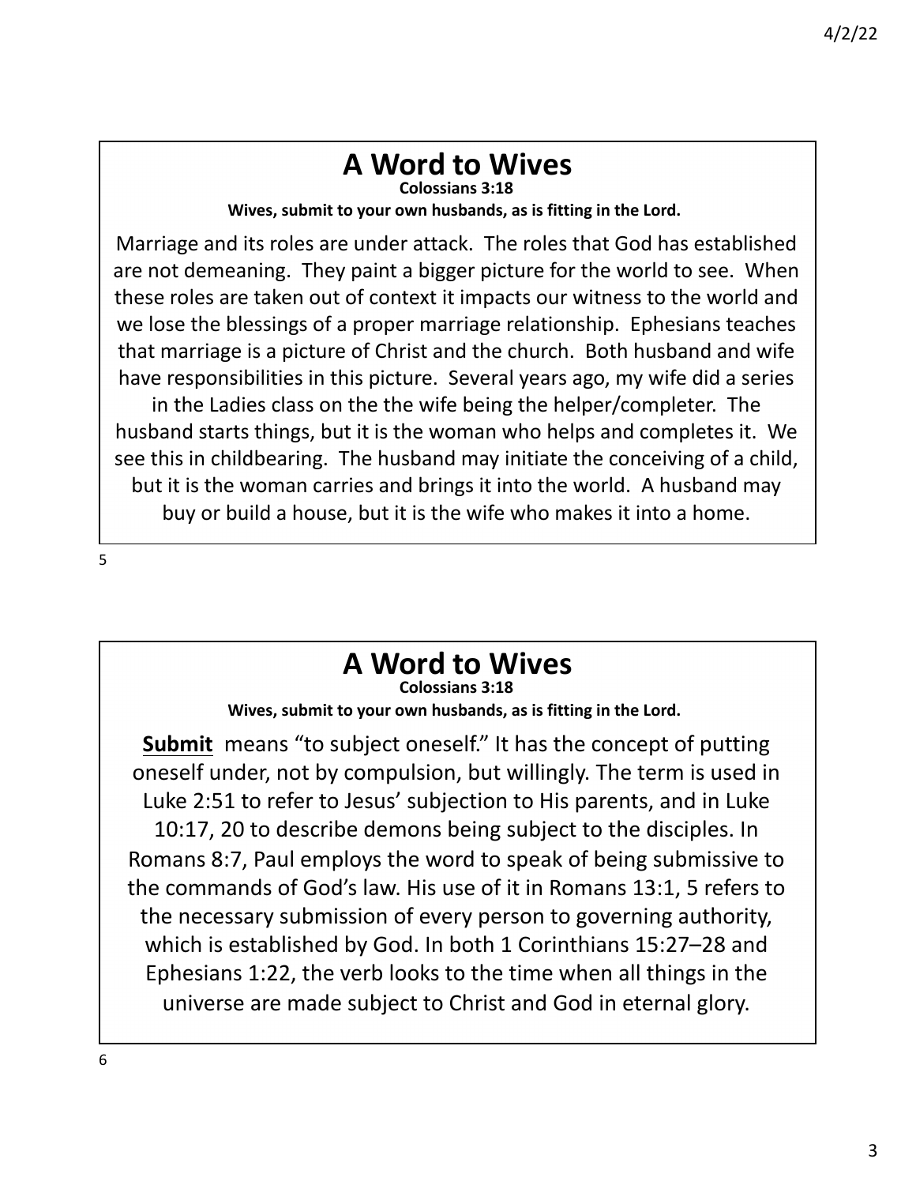# A Word to Wives

**Colossians 3:18**

**Wives, submit to your own husbands, as is fitting in the Lord.**

Marriage and its roles are under attack. The roles that God has established are not demeaning. They paint a bigger picture for the world to see. When these roles are taken out of context it impacts our witness to the world and we lose the blessings of a proper marriage relationship. Ephesians teaches that marriage is a picture of Christ and the church. Both husband and wife have responsibilities in this picture. Several years ago, my wife did a series in the Ladies class on the the wife being the helper/completer. The husband starts things, but it is the woman who helps and completes it. We see this in childbearing. The husband may initiate the conceiving of a child, but it is the woman carries and brings it into the world. A husband may buy or build a house, but it is the wife who makes it into a home.

# A Word to Wives

**Colossians 3:18**

**Wives, submit to your own husbands, as is fitting in the Lord.**

**Submit** means "to subject oneself." It has the concept of putting oneself under, not by compulsion, but willingly. The term is used in Luke 2:51 to refer to Jesus' subjection to His parents, and in Luke 10:17, 20 to describe demons being subject to the disciples. In Romans 8:7, Paul employs the word to speak of being submissive to the commands of God's law. His use of it in Romans 13:1, 5 refers to the necessary submission of every person to governing authority, which is established by God. In both 1 Corinthians 15:27–28 and Ephesians 1:22, the verb looks to the time when all things in the universe are made subject to Christ and God in eternal glory.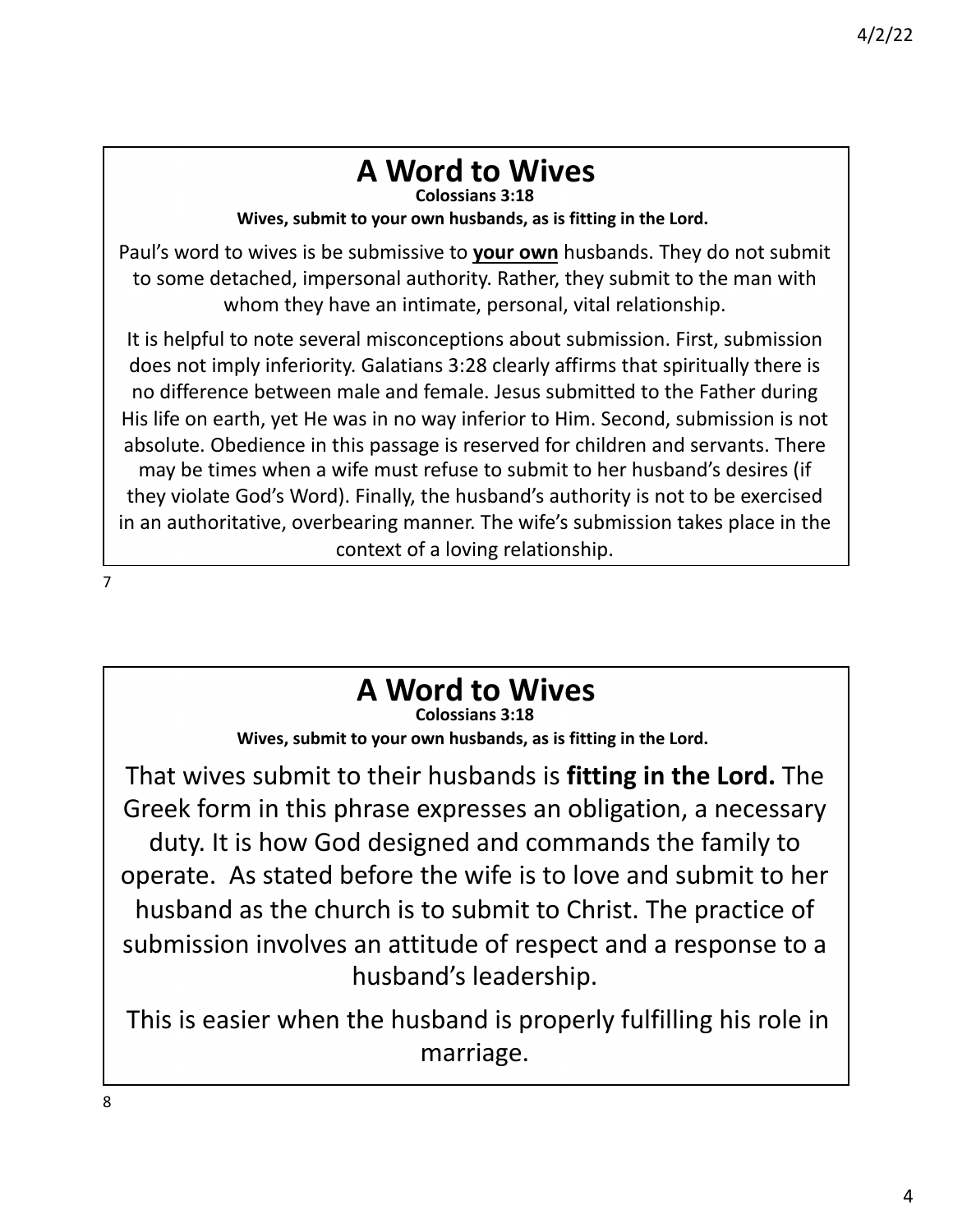# A Word to Wives

**Colossians 3:18**

**Wives, submit to your own husbands, as is fitting in the Lord.**

Paul's word to wives is be submissive to **<u>your own</u>** husbands. They do not submit to some detached, impersonal authority. Rather, they submit to the man with whom they have an intimate, personal, vital relationship.

It is helpful to note several misconceptions about submission. First, submission does not imply inferiority. Galatians 3:28 clearly affirms that spiritually there is no difference between male and female. Jesus submitted to the Father during His life on earth, yet He was in no way inferior to Him. Second, submission is not absolute. Obedience in this passage is reserved for children and servants. There may be times when a wife must refuse to submit to her husband's desires (if they violate God's Word). Finally, the husband's authority is not to be exercised in an authoritative, overbearing manner. The wife's submission takes place in the context of a loving relationship.

# A Word to Wives

**Colossians 3:18**

**Wives, submit to your own husbands, as is fitting in the Lord.**

That wives submit to their husbands is **fitting in the Lord.** The Greek form in this phrase expresses an obligation, a necessary duty. It is how God designed and commands the family to operate. As stated before the wife is to love and submit to her husband as the church is to submit to Christ. The practice of submission involves an attitude of respect and a response to a husband's leadership.

This is easier when the husband is properly fulfilling his role in marriage.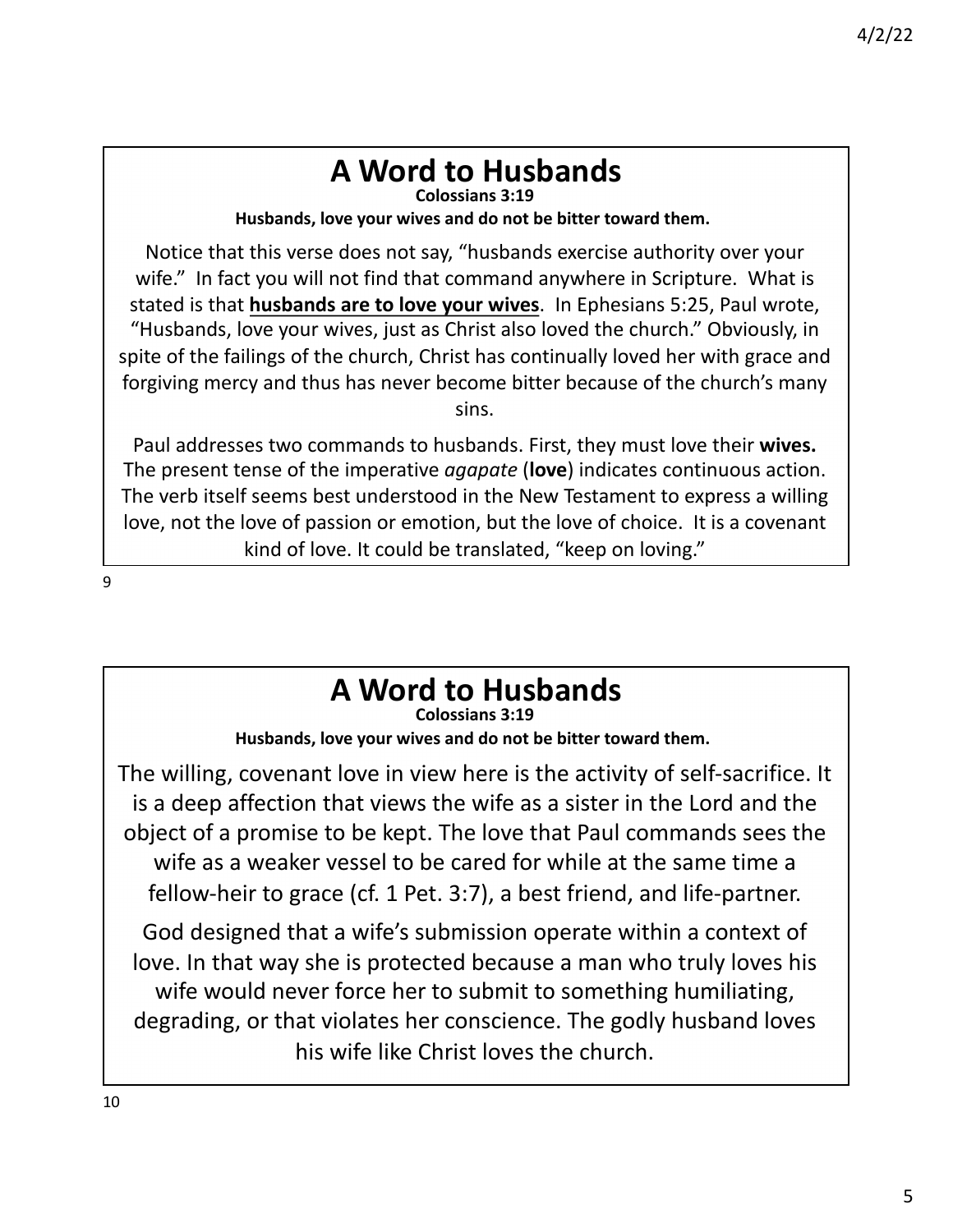## A Word to Husbands

**Colossians 3:19**

**Husbands, love your wives and do not be bitter toward them.**

Notice that this verse does not say, "husbands exercise authority over your wife." In fact you will not find that command anywhere in Scripture. What is stated is that **husbands are to love your wives**. In Ephesians 5:25, Paul wrote, "Husbands, love your wives, just as Christ also loved the church." Obviously, in spite of the failings of the church, Christ has continually loved her with grace and forgiving mercy and thus has never become bitter because of the church's many sins.

Paul addresses two commands to husbands. First, they must love their **wives.** The present tense of the imperative *agapate* (**love**) indicates continuous action. The verb itself seems best understood in the New Testament to express a willing love, not the love of passion or emotion, but the love of choice. It is a covenant kind of love. It could be translated, "keep on loving."

## A Word to Husbands

**Colossians 3:19**

**Husbands, love your wives and do not be bitter toward them.**

The willing, covenant love in view here is the activity of self-sacrifice. It is a deep affection that views the wife as a sister in the Lord and the object of a promise to be kept. The love that Paul commands sees the wife as a weaker vessel to be cared for while at the same time a fellow-heir to grace (cf. 1 Pet. 3:7), a best friend, and life-partner.

God designed that a wife's submission operate within a context of love. In that way she is protected because a man who truly loves his wife would never force her to submit to something humiliating, degrading, or that violates her conscience. The godly husband loves his wife like Christ loves the church.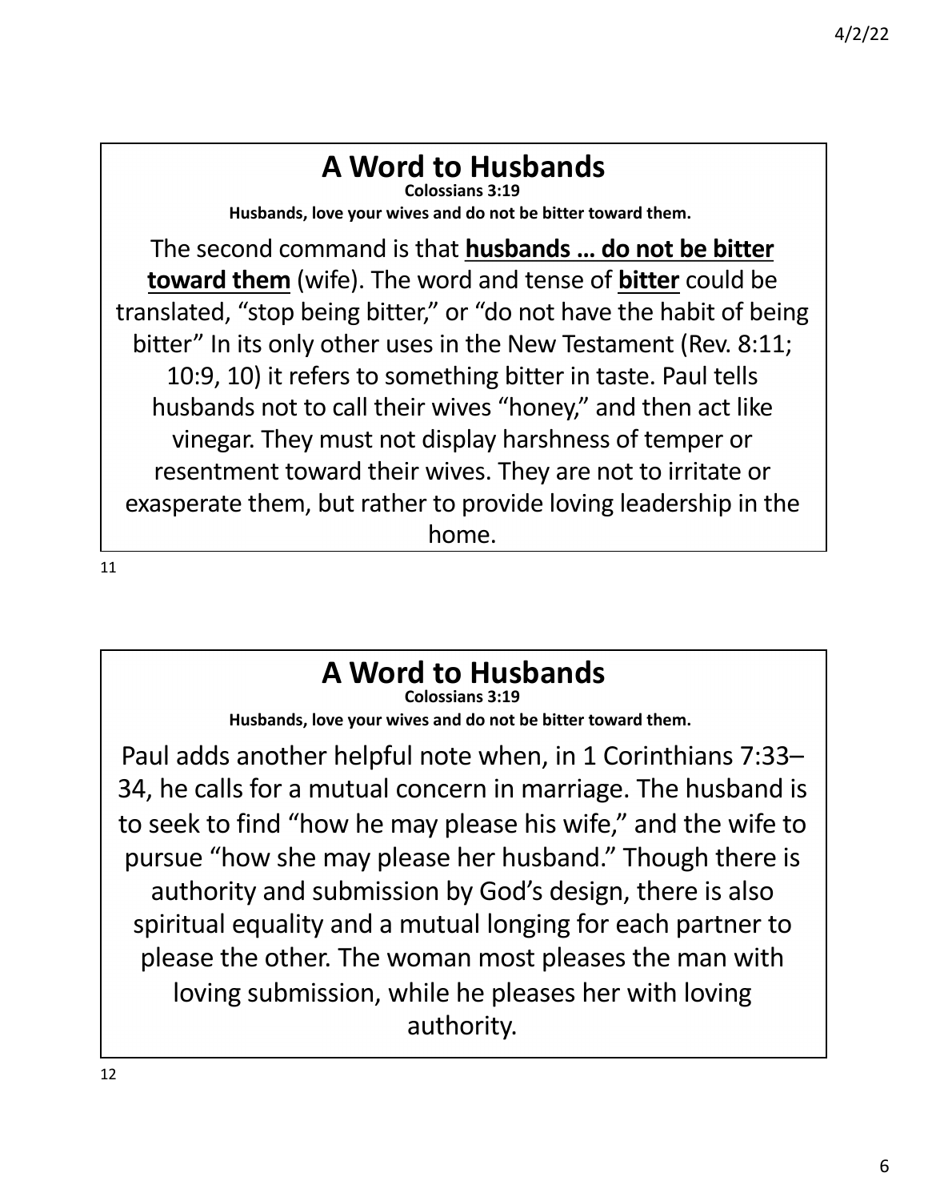# A Word to Husbands

**Colossians 3:19**

**Husbands, love your wives and do not be bitter toward them.**

The second command is that **husbands … do not be bitter toward them** (wife). The word and tense of **bitter** could be translated, "stop being bitter," or "do not have the habit of being bitter" In its only other uses in the New Testament (Rev. 8:11; 10:9, 10) it refers to something bitter in taste. Paul tells husbands not to call their wives "honey," and then act like vinegar. They must not display harshness of temper or resentment toward their wives. They are not to irritate or exasperate them, but rather to provide loving leadership in the home.

# A Word to Husbands

**Colossians 3:19**

**Husbands, love your wives and do not be bitter toward them.**

Paul adds another helpful note when, in 1 Corinthians 7:33–34, he calls for a mutual concern in marriage. The husband is to seek to find "how he may please his wife," and the wife to pursue "how she may please her husband." Though there is authority and submission by God's design, there is also spiritual equality and a mutual longing for each partner to please the other. The woman most pleases the man with loving submission, while he pleases her with loving authority.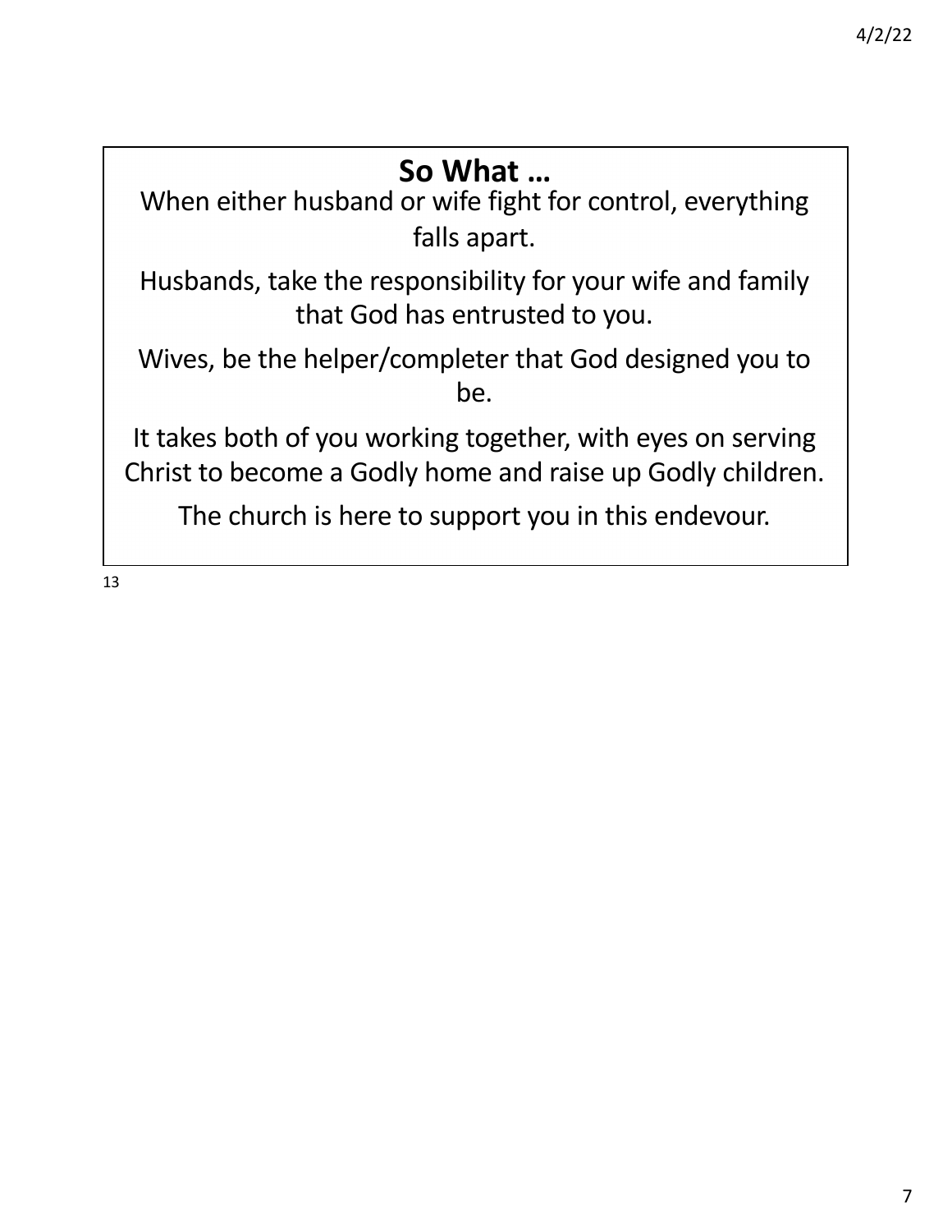## So What …

When either husband or wife fight for control, everything falls apart.

Husbands, take the responsibility for your wife and family that God has entrusted to you.

Wives, be the helper/completer that God designed you to be.

It takes both of you working together, with eyes on serving Christ to become a Godly home and raise up Godly children.

The church is here to support you in this endevour.